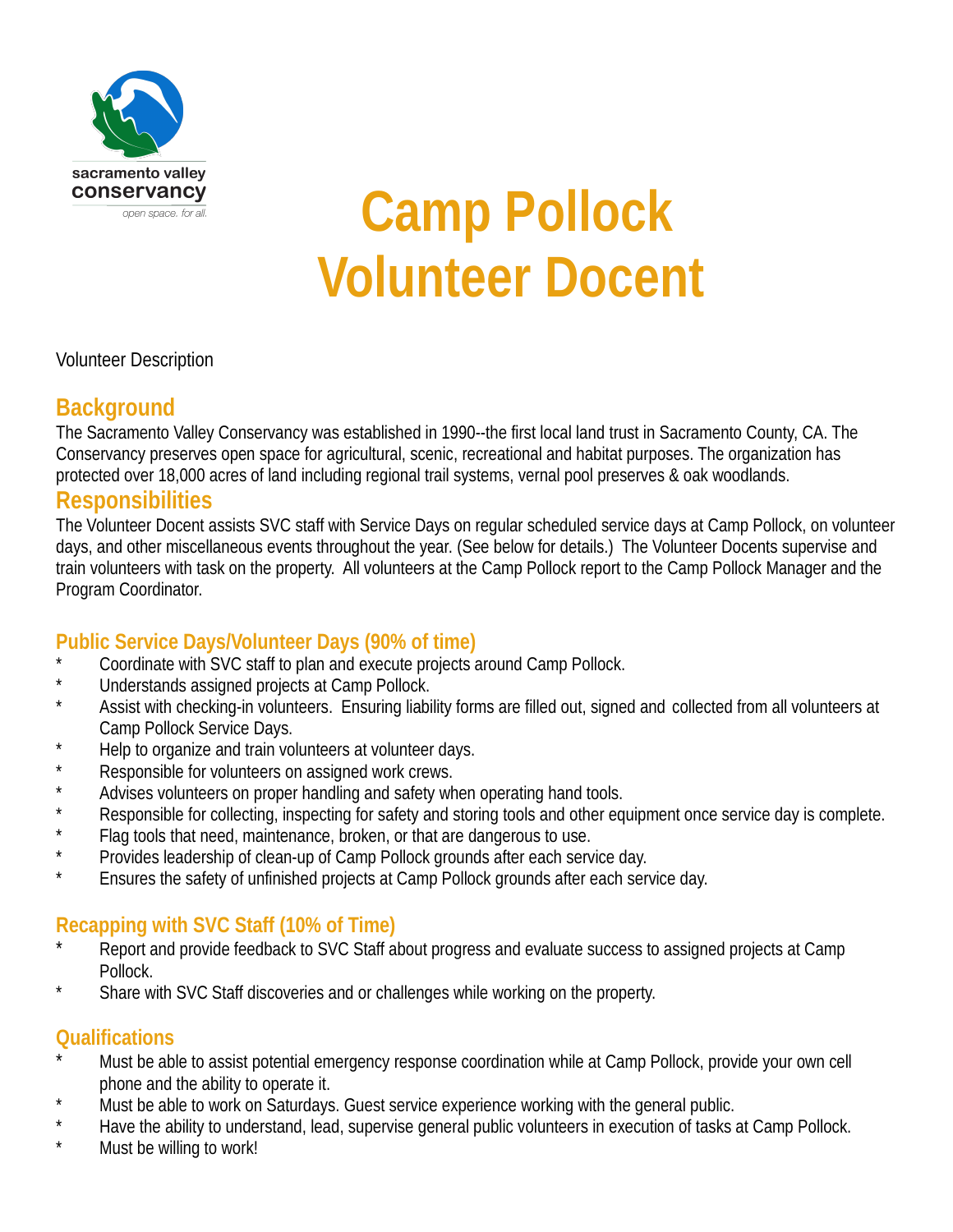sacramento valley conservancy

open space. for all.

# Camp Pollock Volunteer Docent

Volunteer Description

## Background

The Sacramento Valley Conservancy was established in 1990--the first local land trust in Sacramento County, CA. The Conservancy preserves open space for agricultural, scenic, recreational and habitat purposes. The organization has protected over 18,000 acres of land including regional trail systems, vernal pool preserves & oak woodlands.

## Responsibilities

The Volunteer Docent assists SVC staff with Service Days on regular scheduled service days at Camp Pollock, on volunteer days, and other miscellaneous events throughout the year. (See below for details.) The Volunteer Docents supervise and train volunteers with task on the property. All volunteers at the Camp Pollock report to the Camp Pollock Manager and the Program Coordinator.

### Public Service Days/Volunteer Days (90% of time)

- Coordinate with SVC staff to plan and execute projects around Camp Pollock.
- Understands assigned projects at Camp Pollock.
- Assist with checking-in volunteers. Ensuring liability forms are filled out, signed and collected from all volunteers at Camp Pollock Service Days.
- Help to organize and train volunteers at volunteer days.
- Responsible for volunteers on assigned work crews.
- Advises volunteers on proper handling and safety when operating hand tools.
- Responsible for collecting, inspecting for safety and storing tools and other equipment once service day is complete.
- Flag tools that need, maintenance, broken, or that are dangerous to use.
- Provides leadership of clean-up of Camp Pollock grounds after each service day.
- Ensures the safety of unfinished projects at Camp Pollock grounds after each service day.

### Recapping with SVC Staff (10% of Time)

- Report and provide feedback to SVC Staff about progress and evaluate success to assigned projects at Camp Pollock.
- Share with SVC Staff discoveries and or challenges while working on the property.

## Qualifications

- Must be able to assist potential emergency response coordination while at Camp Pollock, provide your own cell phone and the ability to operate it.
- Must be able to work on Saturdays. Guest service experience working with the general public.
- Have the ability to understand, lead, supervise general public volunteers in execution of tasks at Camp Pollock.
- Must be willing to work!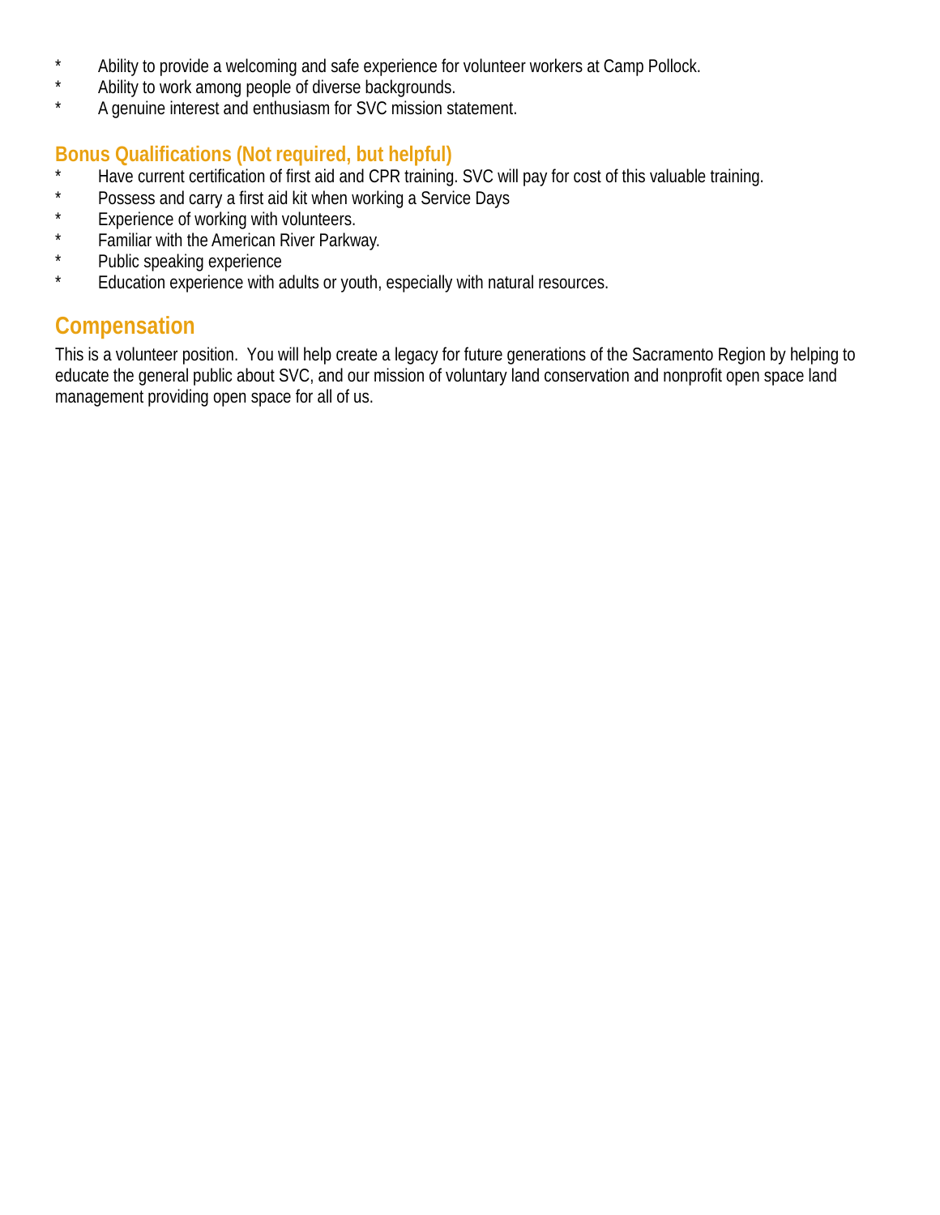* Ability to provide a welcoming and safe experience for volunteer workers at Camp Pollock.
* Ability to work among people of diverse backgrounds.
* A genuine interest and enthusiasm for SVC mission statement.

## Bonus Qualifications (Not required, but helpful)

* Have current certification of first aid and CPR training. SVC will pay for cost of this valuable training.
* Possess and carry a first aid kit when working a Service Days
* Experience of working with volunteers.
* Familiar with the American River Parkway.
* Public speaking experience
* Education experience with adults or youth, especially with natural resources.

## Compensation

This is a volunteer position. You will help create a legacy for future generations of the Sacramento Region by helping to educate the general public about SVC, and our mission of voluntary land conservation and nonprofit open space land management providing open space for all of us.